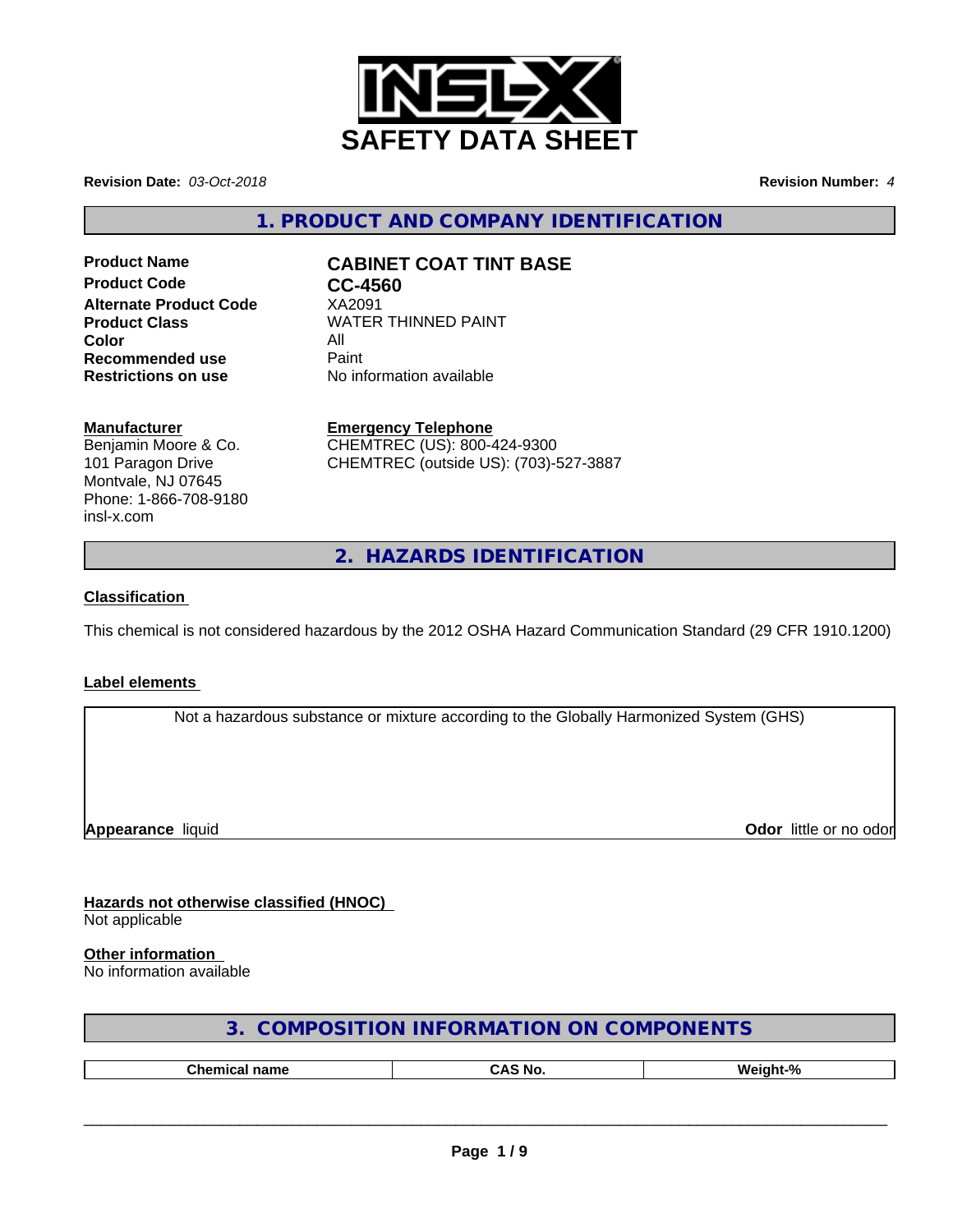# SAFETY DATA SHEET

**Revision Date:** *03-Oct-2018* **Revision Number:** *4*

## 1. PRODUCT AND COMPANY IDENTIFICATION

| | |
|---|---|
| **Product Name** | **CABINET COAT TINT BASE** |
| **Product Code** | **CC-4560** |
| **Alternate Product Code** | XA2091 |
| **Product Class** | WATER THINNED PAINT |
| **Color** | All |
| **Recommended use** | Paint |
| **Restrictions on use** | No information available |

**Manufacturer**
Benjamin Moore & Co.
101 Paragon Drive
Montvale, NJ 07645
Phone: 1-866-708-9180
insl-x.com

**Emergency Telephone**
CHEMTREC (US): 800-424-9300
CHEMTREC (outside US): (703)-527-3887

## 2. HAZARDS IDENTIFICATION

**Classification**

This chemical is not considered hazardous by the 2012 OSHA Hazard Communication Standard (29 CFR 1910.1200)

**Label elements**

Not a hazardous substance or mixture according to the Globally Harmonized System (GHS)

**Appearance** liquid **Odor** little or no odor

**Hazards not otherwise classified (HNOC)**
Not applicable

**Other information**
No information available

## 3. COMPOSITION INFORMATION ON COMPONENTS

| Chemical name | CAS No. | Weight-% |
|---|---|---|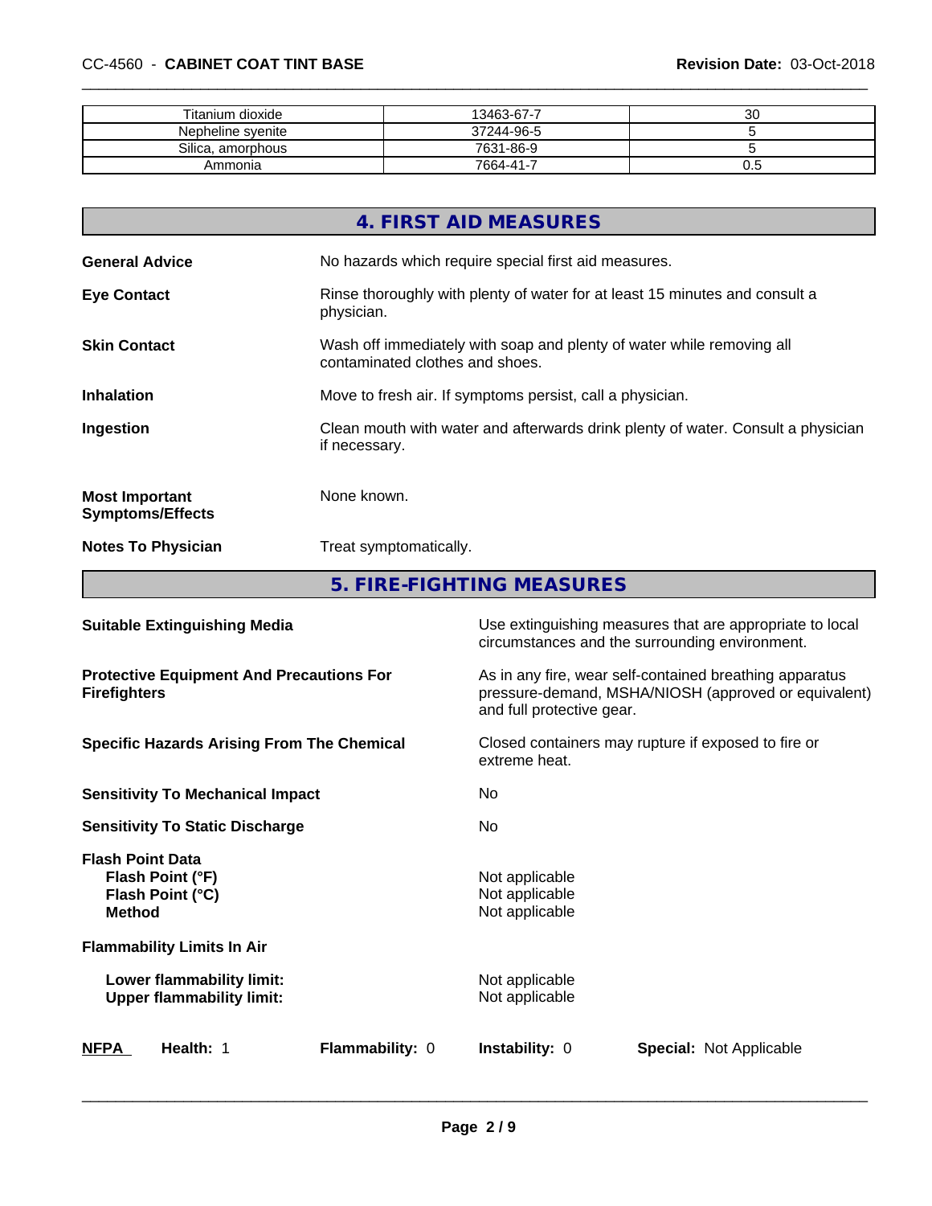| Titanium dioxide | 13463-67-7 | 30 |
|---|---|---|
| Nepheline syenite | 37244-96-5 | 5 |
| Silica, amorphous | 7631-86-9 | 5 |
| Ammonia | 7664-41-7 | 0.5 |

## 4. FIRST AID MEASURES

**General Advice** No hazards which require special first aid measures.

**Eye Contact** Rinse thoroughly with plenty of water for at least 15 minutes and consult a physician.

**Skin Contact** Wash off immediately with soap and plenty of water while removing all contaminated clothes and shoes.

**Inhalation** Move to fresh air. If symptoms persist, call a physician.

**Ingestion** Clean mouth with water and afterwards drink plenty of water. Consult a physician if necessary.

**Most Important Symptoms/Effects** None known.

**Notes To Physician** Treat symptomatically.

## 5. FIRE-FIGHTING MEASURES

**Suitable Extinguishing Media** Use extinguishing measures that are appropriate to local circumstances and the surrounding environment.

**Protective Equipment And Precautions For Firefighters** As in any fire, wear self-contained breathing apparatus pressure-demand, MSHA/NIOSH (approved or equivalent) and full protective gear.

**Specific Hazards Arising From The Chemical** Closed containers may rupture if exposed to fire or extreme heat.

**Sensitivity To Mechanical Impact** No

**Sensitivity To Static Discharge** No

**Flash Point Data**
- **Flash Point (°F)** Not applicable
- **Flash Point (°C)** Not applicable
- **Method** Not applicable

**Flammability Limits In Air**
- **Lower flammability limit:** Not applicable
- **Upper flammability limit:** Not applicable

**NFPA** **Health:** 1 **Flammability:** 0 **Instability:** 0 **Special:** Not Applicable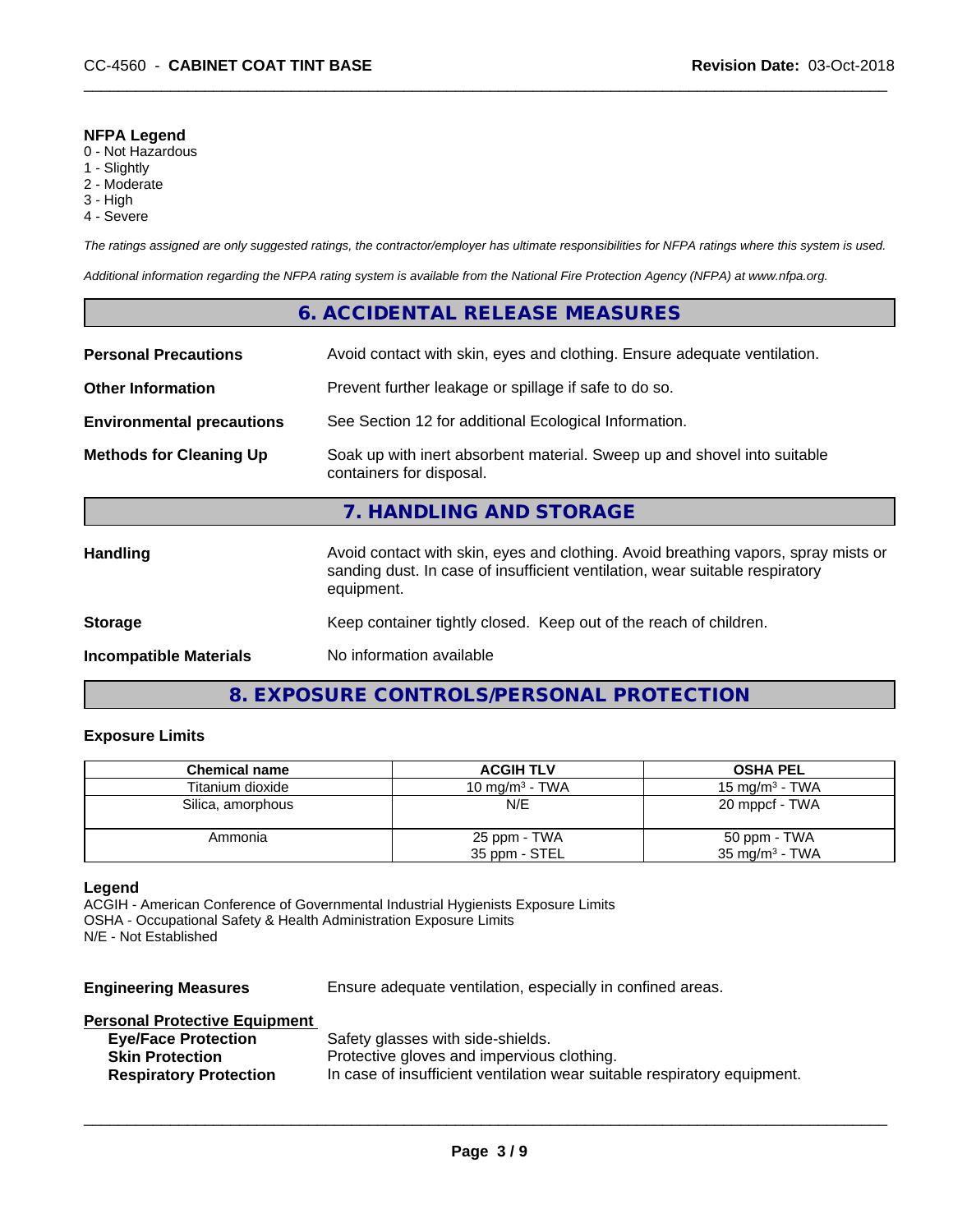**NFPA Legend**
0 - Not Hazardous
1 - Slightly
2 - Moderate
3 - High
4 - Severe

*The ratings assigned are only suggested ratings, the contractor/employer has ultimate responsibilities for NFPA ratings where this system is used.*

*Additional information regarding the NFPA rating system is available from the National Fire Protection Agency (NFPA) at www.nfpa.org.*

## 6. ACCIDENTAL RELEASE MEASURES

**Personal Precautions** Avoid contact with skin, eyes and clothing. Ensure adequate ventilation.

**Other Information** Prevent further leakage or spillage if safe to do so.

**Environmental precautions** See Section 12 for additional Ecological Information.

**Methods for Cleaning Up** Soak up with inert absorbent material. Sweep up and shovel into suitable containers for disposal.

## 7. HANDLING AND STORAGE

**Handling** Avoid contact with skin, eyes and clothing. Avoid breathing vapors, spray mists or sanding dust. In case of insufficient ventilation, wear suitable respiratory equipment.

**Storage** Keep container tightly closed. Keep out of the reach of children.

**Incompatible Materials** No information available

## 8. EXPOSURE CONTROLS/PERSONAL PROTECTION

**Exposure Limits**

| Chemical name | ACGIH TLV | OSHA PEL |
|---|---|---|
| Titanium dioxide | 10 mg/m³ - TWA | 15 mg/m³ - TWA |
| Silica, amorphous | N/E | 20 mppcf - TWA |
| Ammonia | 25 ppm - TWA<br>35 ppm - STEL | 50 ppm - TWA<br>35 mg/m³ - TWA |

**Legend**
ACGIH - American Conference of Governmental Industrial Hygienists Exposure Limits
OSHA - Occupational Safety & Health Administration Exposure Limits
N/E - Not Established

**Engineering Measures** Ensure adequate ventilation, especially in confined areas.

**Personal Protective Equipment**

**Eye/Face Protection** Safety glasses with side-shields.
**Skin Protection** Protective gloves and impervious clothing.
**Respiratory Protection** In case of insufficient ventilation wear suitable respiratory equipment.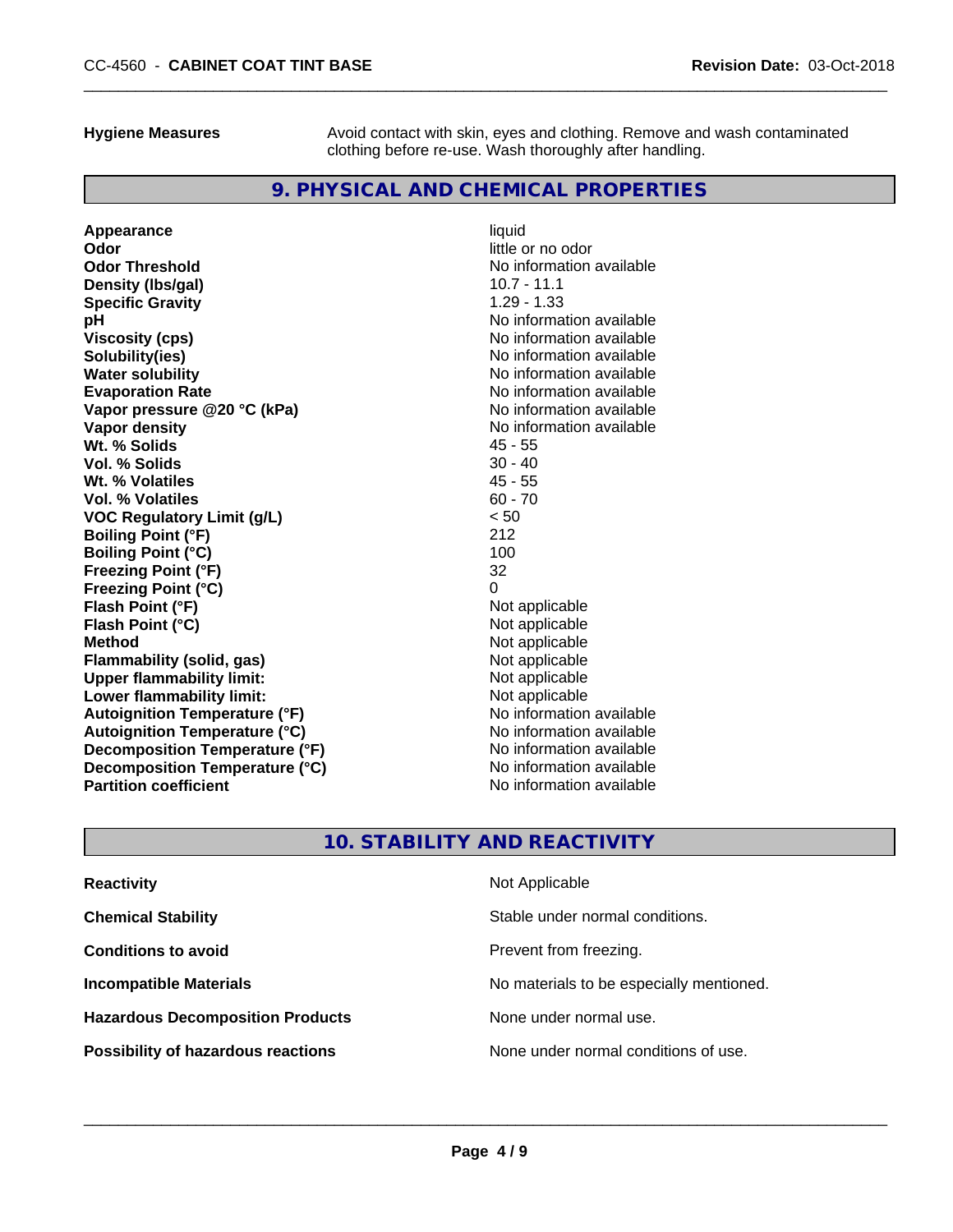**Hygiene Measures** Avoid contact with skin, eyes and clothing. Remove and wash contaminated clothing before re-use. Wash thoroughly after handling.

## 9. PHYSICAL AND CHEMICAL PROPERTIES

| | |
|---|---|
| **Appearance** | liquid |
| **Odor** | little or no odor |
| **Odor Threshold** | No information available |
| **Density (lbs/gal)** | 10.7 - 11.1 |
| **Specific Gravity** | 1.29 - 1.33 |
| **pH** | No information available |
| **Viscosity (cps)** | No information available |
| **Solubility(ies)** | No information available |
| **Water solubility** | No information available |
| **Evaporation Rate** | No information available |
| **Vapor pressure @20 °C (kPa)** | No information available |
| **Vapor density** | No information available |
| **Wt. % Solids** | 45 - 55 |
| **Vol. % Solids** | 30 - 40 |
| **Wt. % Volatiles** | 45 - 55 |
| **Vol. % Volatiles** | 60 - 70 |
| **VOC Regulatory Limit (g/L)** | < 50 |
| **Boiling Point (°F)** | 212 |
| **Boiling Point (°C)** | 100 |
| **Freezing Point (°F)** | 32 |
| **Freezing Point (°C)** | 0 |
| **Flash Point (°F)** | Not applicable |
| **Flash Point (°C)** | Not applicable |
| **Method** | Not applicable |
| **Flammability (solid, gas)** | Not applicable |
| **Upper flammability limit:** | Not applicable |
| **Lower flammability limit:** | Not applicable |
| **Autoignition Temperature (°F)** | No information available |
| **Autoignition Temperature (°C)** | No information available |
| **Decomposition Temperature (°F)** | No information available |
| **Decomposition Temperature (°C)** | No information available |
| **Partition coefficient** | No information available |

## 10. STABILITY AND REACTIVITY

| | |
|---|---|
| **Reactivity** | Not Applicable |
| **Chemical Stability** | Stable under normal conditions. |
| **Conditions to avoid** | Prevent from freezing. |
| **Incompatible Materials** | No materials to be especially mentioned. |
| **Hazardous Decomposition Products** | None under normal use. |
| **Possibility of hazardous reactions** | None under normal conditions of use. |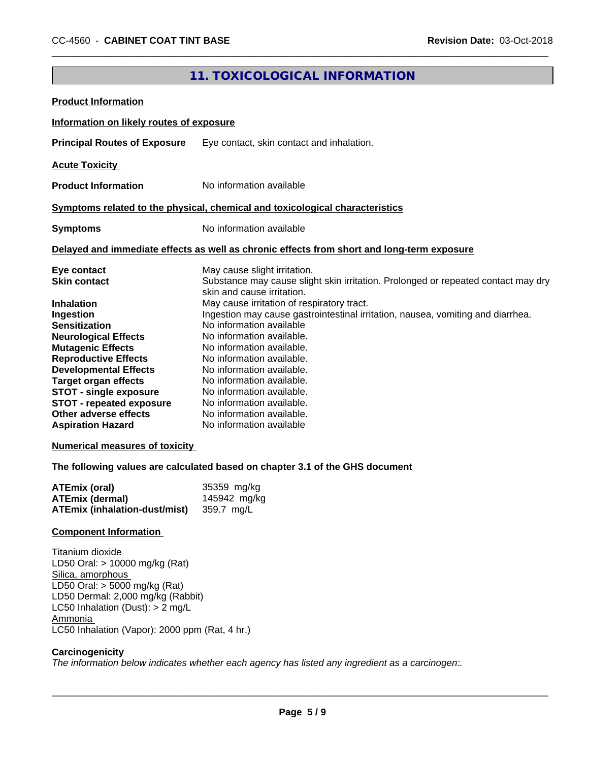## 11. TOXICOLOGICAL INFORMATION

**Product Information**

**Information on likely routes of exposure**

**Principal Routes of Exposure** Eye contact, skin contact and inhalation.

**Acute Toxicity**

**Product Information** No information available

**Symptoms related to the physical, chemical and toxicological characteristics**

**Symptoms** No information available

**Delayed and immediate effects as well as chronic effects from short and long-term exposure**

| | |
|---|---|
| **Eye contact** | May cause slight irritation. |
| **Skin contact** | Substance may cause slight skin irritation. Prolonged or repeated contact may dry skin and cause irritation. |
| **Inhalation** | May cause irritation of respiratory tract. |
| **Ingestion** | Ingestion may cause gastrointestinal irritation, nausea, vomiting and diarrhea. |
| **Sensitization** | No information available |
| **Neurological Effects** | No information available. |
| **Mutagenic Effects** | No information available. |
| **Reproductive Effects** | No information available. |
| **Developmental Effects** | No information available. |
| **Target organ effects** | No information available. |
| **STOT - single exposure** | No information available. |
| **STOT - repeated exposure** | No information available. |
| **Other adverse effects** | No information available. |
| **Aspiration Hazard** | No information available |

**Numerical measures of toxicity**

**The following values are calculated based on chapter 3.1 of the GHS document**

| | |
|---|---|
| **ATEmix (oral)** | 35359 mg/kg |
| **ATEmix (dermal)** | 145942 mg/kg |
| **ATEmix (inhalation-dust/mist)** | 359.7 mg/L |

**Component Information**

Titanium dioxide
LD50 Oral: > 10000 mg/kg (Rat)
Silica, amorphous
LD50 Oral: > 5000 mg/kg (Rat)
LD50 Dermal: 2,000 mg/kg (Rabbit)
LC50 Inhalation (Dust): > 2 mg/L
Ammonia
LC50 Inhalation (Vapor): 2000 ppm (Rat, 4 hr.)

**Carcinogenicity**

*The information below indicates whether each agency has listed any ingredient as a carcinogen:.*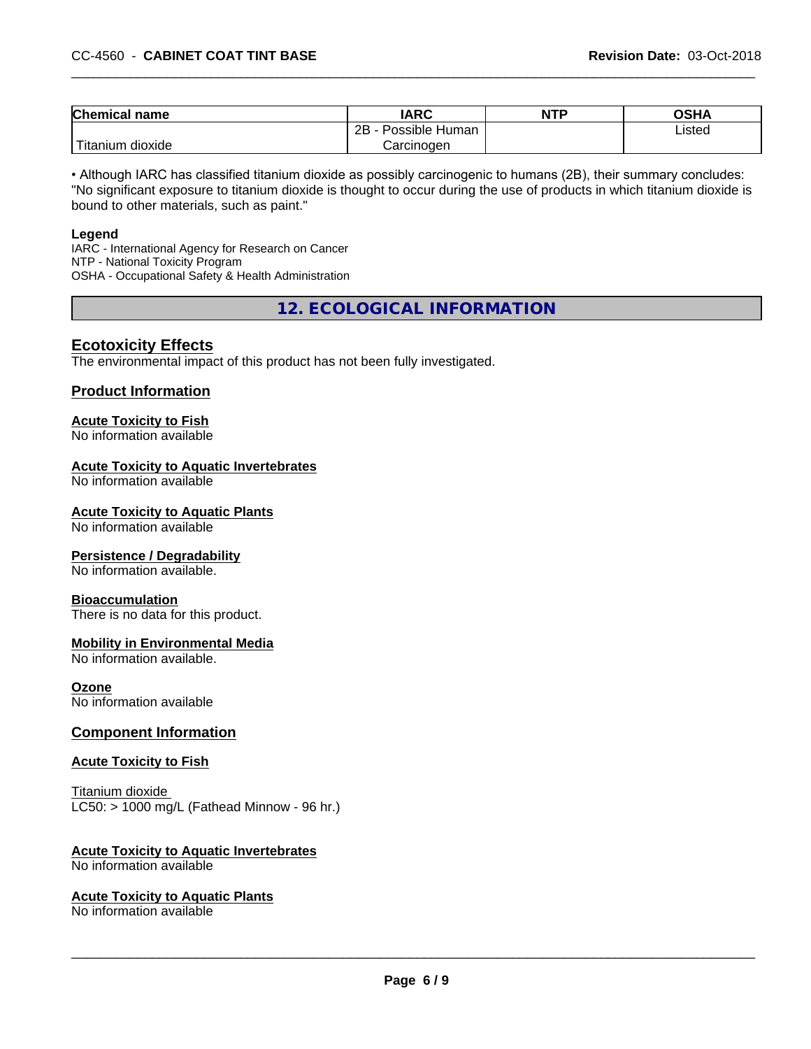| Chemical name | IARC | NTP | OSHA |
|---|---|---|---|
| Titanium dioxide | 2B - Possible Human Carcinogen | | Listed |

• Although IARC has classified titanium dioxide as possibly carcinogenic to humans (2B), their summary concludes: "No significant exposure to titanium dioxide is thought to occur during the use of products in which titanium dioxide is bound to other materials, such as paint."

**Legend**
IARC - International Agency for Research on Cancer
NTP - National Toxicity Program
OSHA - Occupational Safety & Health Administration

## 12. ECOLOGICAL INFORMATION

### Ecotoxicity Effects

The environmental impact of this product has not been fully investigated.

### Product Information

**Acute Toxicity to Fish**
No information available

**Acute Toxicity to Aquatic Invertebrates**
No information available

**Acute Toxicity to Aquatic Plants**
No information available

**Persistence / Degradability**
No information available.

**Bioaccumulation**
There is no data for this product.

**Mobility in Environmental Media**
No information available.

**Ozone**
No information available

### Component Information

**Acute Toxicity to Fish**

Titanium dioxide
LC50: > 1000 mg/L (Fathead Minnow - 96 hr.)

**Acute Toxicity to Aquatic Invertebrates**
No information available

**Acute Toxicity to Aquatic Plants**
No information available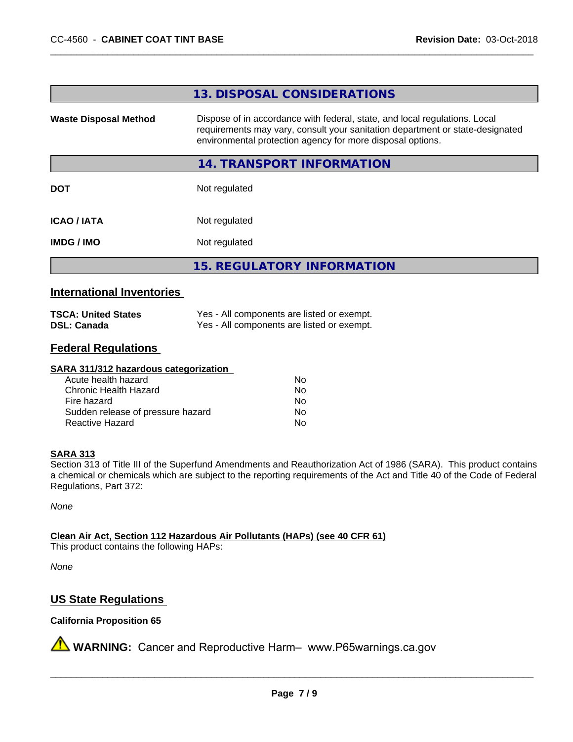## 13. DISPOSAL CONSIDERATIONS

| | |
|---|---|
| **Waste Disposal Method** | Dispose of in accordance with federal, state, and local regulations. Local requirements may vary, consult your sanitation department or state-designated environmental protection agency for more disposal options. |

## 14. TRANSPORT INFORMATION

| | |
|---|---|
| **DOT** | Not regulated |
| **ICAO / IATA** | Not regulated |
| **IMDG / IMO** | Not regulated |

## 15. REGULATORY INFORMATION

### International Inventories

| | |
|---|---|
| **TSCA: United States** | Yes - All components are listed or exempt. |
| **DSL: Canada** | Yes - All components are listed or exempt. |

### Federal Regulations

**SARA 311/312 hazardous categorization**

| | |
|---|---|
| Acute health hazard | No |
| Chronic Health Hazard | No |
| Fire hazard | No |
| Sudden release of pressure hazard | No |
| Reactive Hazard | No |

**SARA 313**

Section 313 of Title III of the Superfund Amendments and Reauthorization Act of 1986 (SARA). This product contains a chemical or chemicals which are subject to the reporting requirements of the Act and Title 40 of the Code of Federal Regulations, Part 372:

*None*

**Clean Air Act, Section 112 Hazardous Air Pollutants (HAPs) (see 40 CFR 61)**

This product contains the following HAPs:

*None*

### US State Regulations

**California Proposition 65**

⚠ **WARNING:** Cancer and Reproductive Harm– www.P65warnings.ca.gov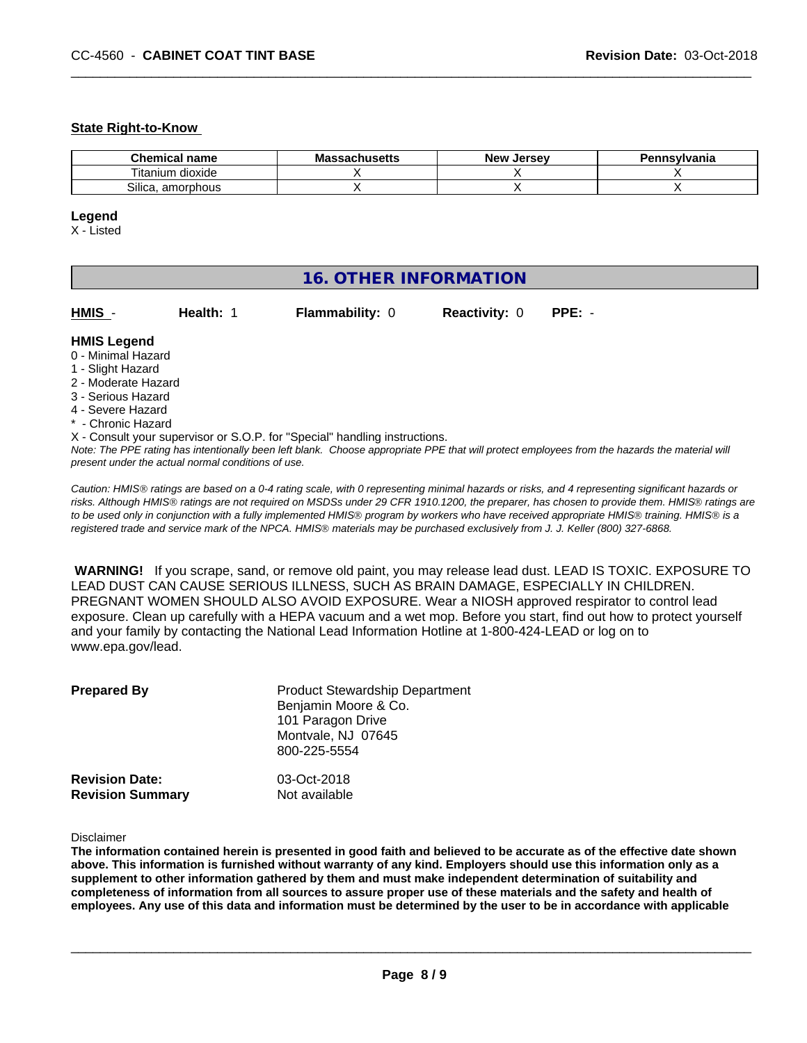### State Right-to-Know

| Chemical name | Massachusetts | New Jersey | Pennsylvania |
|---|---|---|---|
| Titanium dioxide | X | X | X |
| Silica, amorphous | X | X | X |

**Legend**

X - Listed

## 16. OTHER INFORMATION

**HMIS** - **Health:** 1 **Flammability:** 0 **Reactivity:** 0 **PPE:** -

**HMIS Legend**

0 - Minimal Hazard
1 - Slight Hazard
2 - Moderate Hazard
3 - Serious Hazard
4 - Severe Hazard
* - Chronic Hazard
X - Consult your supervisor or S.O.P. for "Special" handling instructions.

*Note: The PPE rating has intentionally been left blank. Choose appropriate PPE that will protect employees from the hazards the material will present under the actual normal conditions of use.*

*Caution: HMIS® ratings are based on a 0-4 rating scale, with 0 representing minimal hazards or risks, and 4 representing significant hazards or risks. Although HMIS® ratings are not required on MSDSs under 29 CFR 1910.1200, the preparer, has chosen to provide them. HMIS® ratings are to be used only in conjunction with a fully implemented HMIS® program by workers who have received appropriate HMIS® training. HMIS® is a registered trade and service mark of the NPCA. HMIS® materials may be purchased exclusively from J. J. Keller (800) 327-6868.*

**WARNING!** If you scrape, sand, or remove old paint, you may release lead dust. LEAD IS TOXIC. EXPOSURE TO LEAD DUST CAN CAUSE SERIOUS ILLNESS, SUCH AS BRAIN DAMAGE, ESPECIALLY IN CHILDREN. PREGNANT WOMEN SHOULD ALSO AVOID EXPOSURE. Wear a NIOSH approved respirator to control lead exposure. Clean up carefully with a HEPA vacuum and a wet mop. Before you start, find out how to protect yourself and your family by contacting the National Lead Information Hotline at 1-800-424-LEAD or log on to www.epa.gov/lead.

**Prepared By**
Product Stewardship Department
Benjamin Moore & Co.
101 Paragon Drive
Montvale, NJ 07645
800-225-5554

**Revision Date:** 03-Oct-2018
**Revision Summary** Not available

Disclaimer

**The information contained herein is presented in good faith and believed to be accurate as of the effective date shown above. This information is furnished without warranty of any kind. Employers should use this information only as a supplement to other information gathered by them and must make independent determination of suitability and completeness of information from all sources to assure proper use of these materials and the safety and health of employees. Any use of this data and information must be determined by the user to be in accordance with applicable**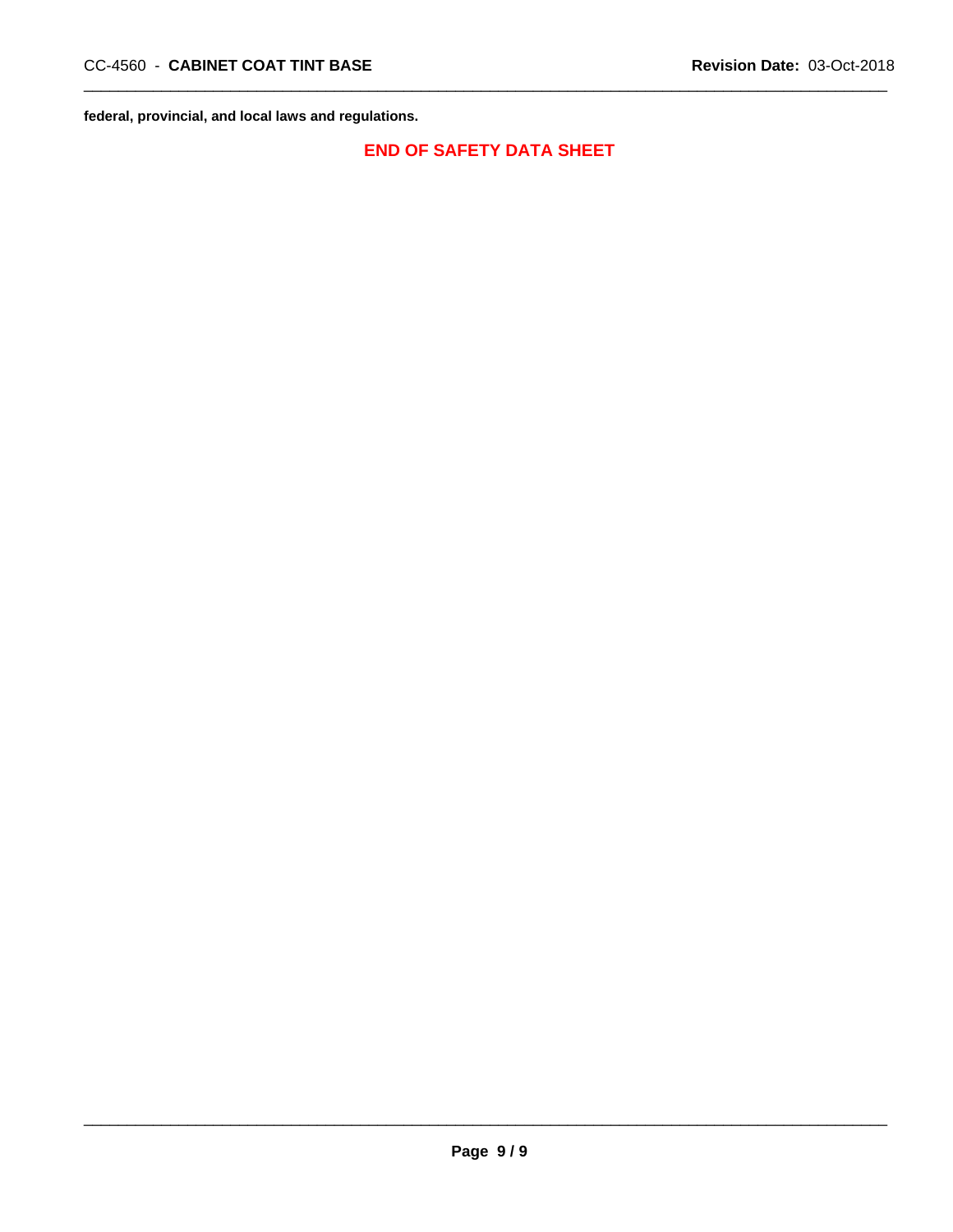**federal, provincial, and local laws and regulations.**

## END OF SAFETY DATA SHEET